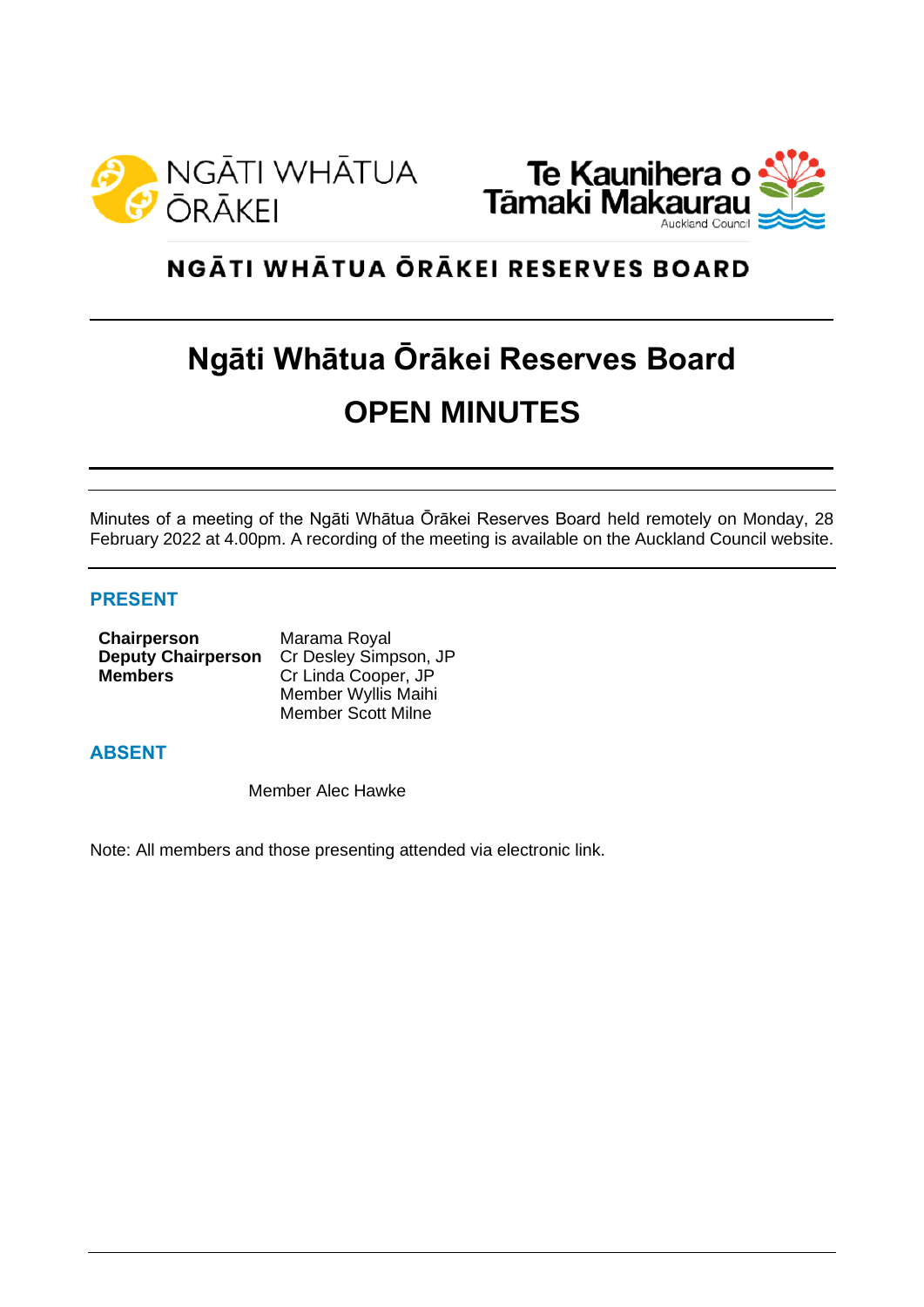NGĀTI WHĀTUA ŌRĀKEI

Te Kaunihera o Tāmaki Makaurau
Auckland Council

**NGĀTI WHĀTUA ŌRĀKEI RESERVES BOARD**

# Ngāti Whātua Ōrākei Reserves Board

# OPEN MINUTES

Minutes of a meeting of the Ngāti Whātua Ōrākei Reserves Board held remotely on Monday, 28 February 2022 at 4.00pm. A recording of the meeting is available on the Auckland Council website.

## PRESENT

| | |
|---|---|
| **Chairperson** | Marama Royal |
| **Deputy Chairperson** | Cr Desley Simpson, JP |
| **Members** | Cr Linda Cooper, JP |
| | Member Wyllis Maihi |
| | Member Scott Milne |

## ABSENT

Member Alec Hawke

Note: All members and those presenting attended via electronic link.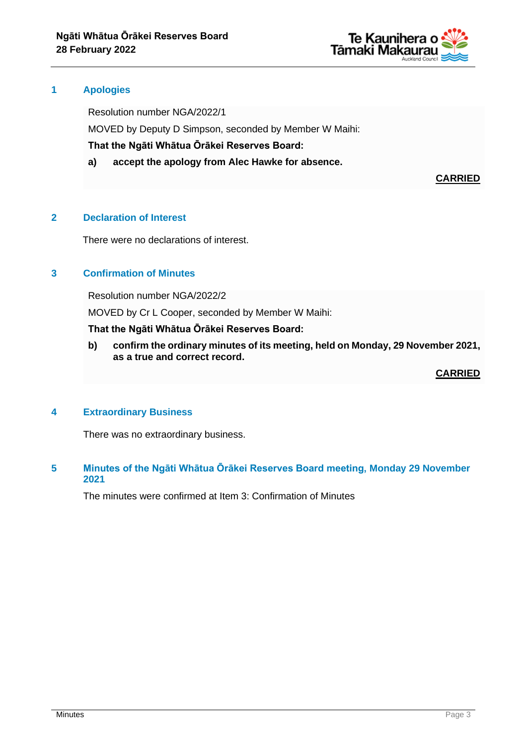## 1 Apologies

Resolution number NGA/2022/1

MOVED by Deputy D Simpson, seconded by Member W Maihi:

**That the Ngāti Whātua Ōrākei Reserves Board:**

**a) accept the apology from Alec Hawke for absence.**

**CARRIED**

## 2 Declaration of Interest

There were no declarations of interest.

## 3 Confirmation of Minutes

Resolution number NGA/2022/2

MOVED by Cr L Cooper, seconded by Member W Maihi:

**That the Ngāti Whātua Ōrākei Reserves Board:**

**b) confirm the ordinary minutes of its meeting, held on Monday, 29 November 2021, as a true and correct record.**

**CARRIED**

## 4 Extraordinary Business

There was no extraordinary business.

## 5 Minutes of the Ngāti Whātua Ōrākei Reserves Board meeting, Monday 29 November 2021

The minutes were confirmed at Item 3: Confirmation of Minutes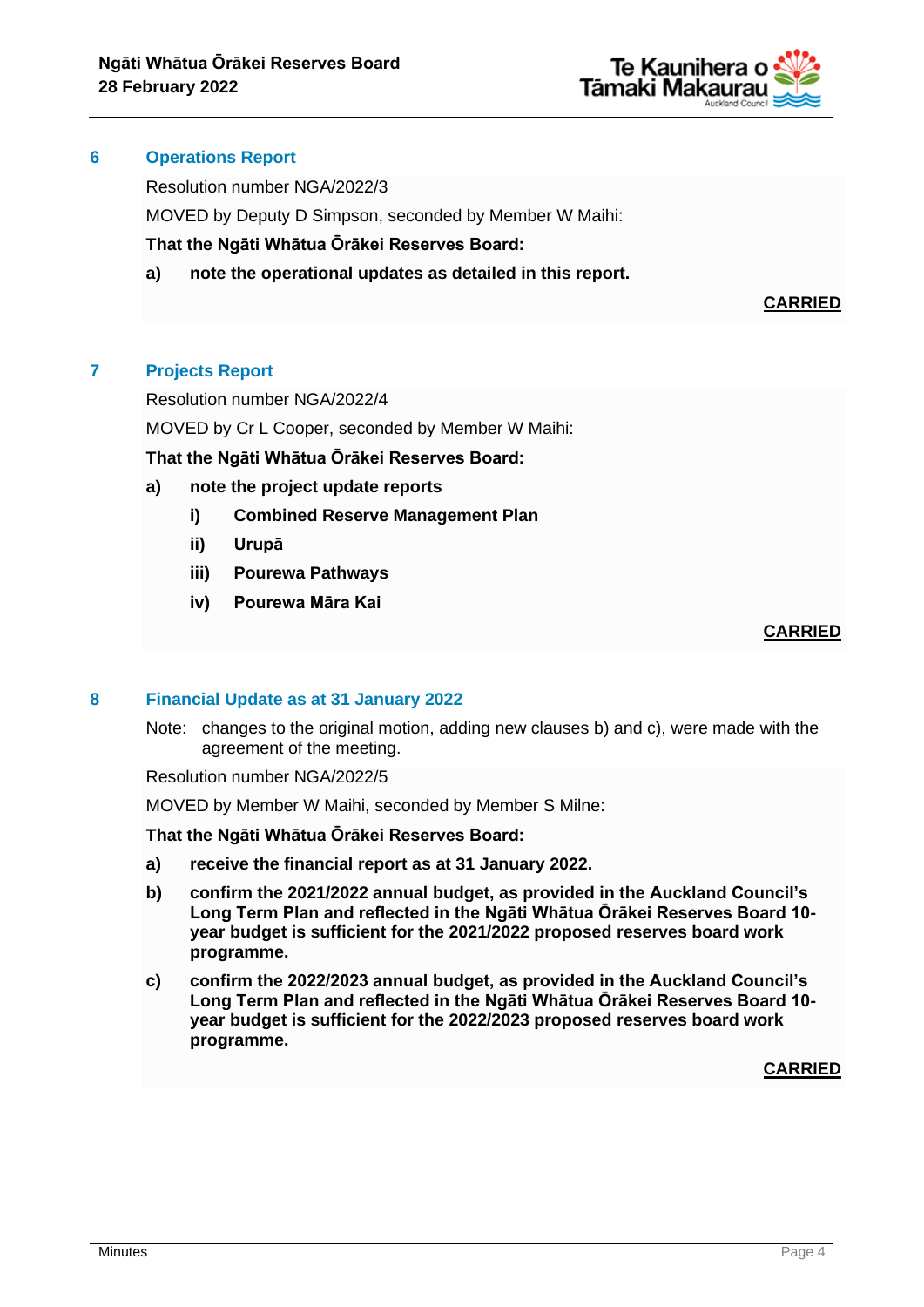## 6 Operations Report

Resolution number NGA/2022/3

MOVED by Deputy D Simpson, seconded by Member W Maihi:

**That the Ngāti Whātua Ōrākei Reserves Board:**

**a) note the operational updates as detailed in this report.**

**CARRIED**

## 7 Projects Report

Resolution number NGA/2022/4

MOVED by Cr L Cooper, seconded by Member W Maihi:

**That the Ngāti Whātua Ōrākei Reserves Board:**

**a) note the project update reports**

**i) Combined Reserve Management Plan**

**ii) Urupā**

**iii) Pourewa Pathways**

**iv) Pourewa Māra Kai**

**CARRIED**

## 8 Financial Update as at 31 January 2022

Note: changes to the original motion, adding new clauses b) and c), were made with the agreement of the meeting.

Resolution number NGA/2022/5

MOVED by Member W Maihi, seconded by Member S Milne:

**That the Ngāti Whātua Ōrākei Reserves Board:**

**a) receive the financial report as at 31 January 2022.**

**b) confirm the 2021/2022 annual budget, as provided in the Auckland Council's Long Term Plan and reflected in the Ngāti Whātua Ōrākei Reserves Board 10-year budget is sufficient for the 2021/2022 proposed reserves board work programme.**

**c) confirm the 2022/2023 annual budget, as provided in the Auckland Council's Long Term Plan and reflected in the Ngāti Whātua Ōrākei Reserves Board 10-year budget is sufficient for the 2022/2023 proposed reserves board work programme.**

**CARRIED**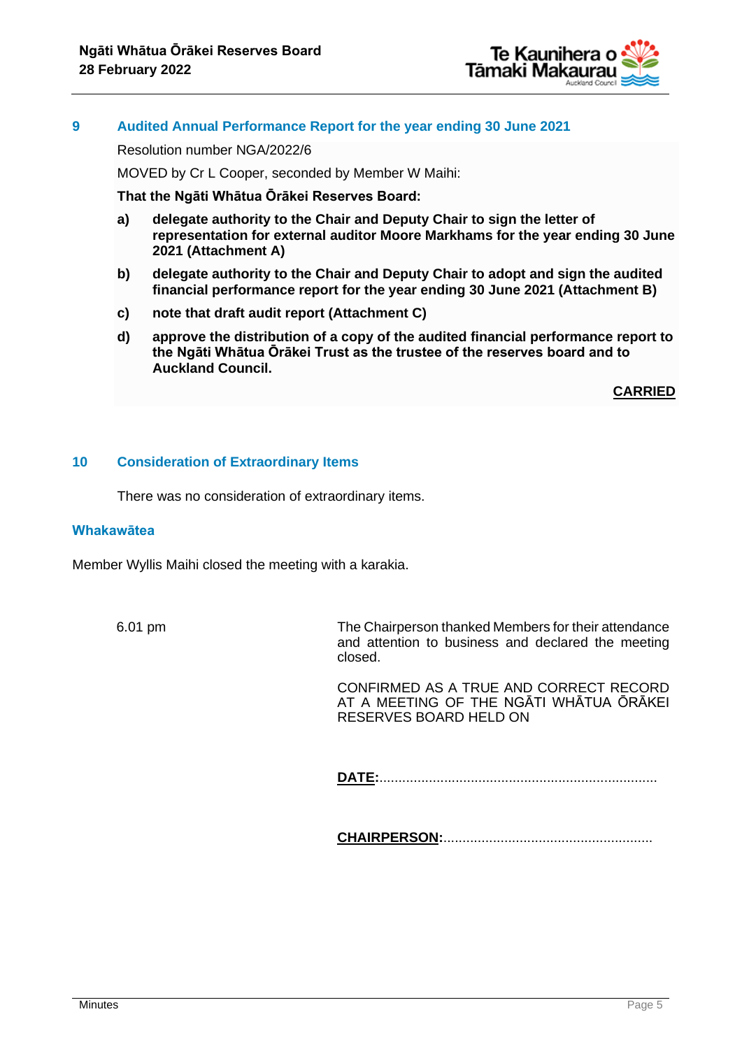## 9 Audited Annual Performance Report for the year ending 30 June 2021

Resolution number NGA/2022/6

MOVED by Cr L Cooper, seconded by Member W Maihi:

**That the Ngāti Whātua Ōrākei Reserves Board:**

**a) delegate authority to the Chair and Deputy Chair to sign the letter of representation for external auditor Moore Markhams for the year ending 30 June 2021 (Attachment A)**

**b) delegate authority to the Chair and Deputy Chair to adopt and sign the audited financial performance report for the year ending 30 June 2021 (Attachment B)**

**c) note that draft audit report (Attachment C)**

**d) approve the distribution of a copy of the audited financial performance report to the Ngāti Whātua Ōrākei Trust as the trustee of the reserves board and to Auckland Council.**

**CARRIED**

## 10 Consideration of Extraordinary Items

There was no consideration of extraordinary items.

## Whakawātea

Member Wyllis Maihi closed the meeting with a karakia.

6.01 pm

The Chairperson thanked Members for their attendance and attention to business and declared the meeting closed.

CONFIRMED AS A TRUE AND CORRECT RECORD AT A MEETING OF THE NGĀTI WHĀTUA ŌRĀKEI RESERVES BOARD HELD ON

**DATE:**.........................................................................

**CHAIRPERSON:**.......................................................